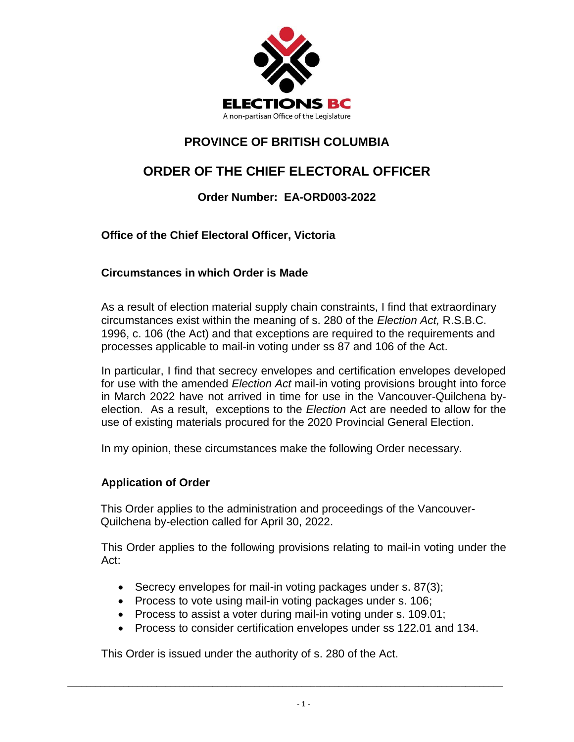ELECTIONS BC

A non-partisan Office of the Legislature

# PROVINCE OF BRITISH COLUMBIA

# ORDER OF THE CHIEF ELECTORAL OFFICER

### Order Number: EA-ORD003-2022

**Office of the Chief Electoral Officer, Victoria**

**Circumstances in which Order is Made**

As a result of election material supply chain constraints, I find that extraordinary circumstances exist within the meaning of s. 280 of the *Election Act,* R.S.B.C. 1996, c. 106 (the Act) and that exceptions are required to the requirements and processes applicable to mail-in voting under ss 87 and 106 of the Act.

In particular, I find that secrecy envelopes and certification envelopes developed for use with the amended *Election Act* mail-in voting provisions brought into force in March 2022 have not arrived in time for use in the Vancouver-Quilchena by-election. As a result, exceptions to the *Election* Act are needed to allow for the use of existing materials procured for the 2020 Provincial General Election.

In my opinion, these circumstances make the following Order necessary.

**Application of Order**

This Order applies to the administration and proceedings of the Vancouver-Quilchena by-election called for April 30, 2022.

This Order applies to the following provisions relating to mail-in voting under the Act:

- Secrecy envelopes for mail-in voting packages under s. 87(3);
- Process to vote using mail-in voting packages under s. 106;
- Process to assist a voter during mail-in voting under s. 109.01;
- Process to consider certification envelopes under ss 122.01 and 134.

This Order is issued under the authority of s. 280 of the Act.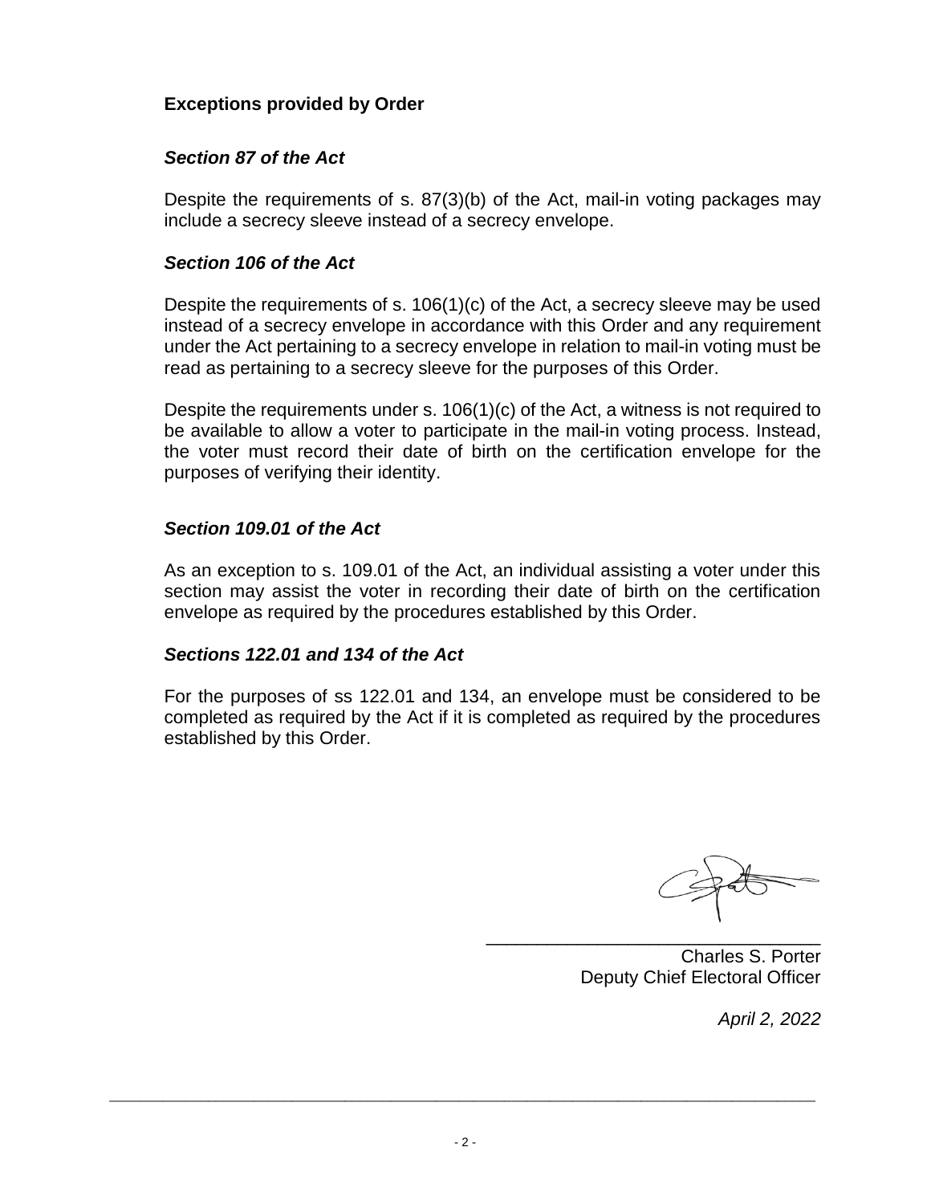## Exceptions provided by Order

### *Section 87 of the Act*

Despite the requirements of s. 87(3)(b) of the Act, mail-in voting packages may include a secrecy sleeve instead of a secrecy envelope.

### *Section 106 of the Act*

Despite the requirements of s. 106(1)(c) of the Act, a secrecy sleeve may be used instead of a secrecy envelope in accordance with this Order and any requirement under the Act pertaining to a secrecy envelope in relation to mail-in voting must be read as pertaining to a secrecy sleeve for the purposes of this Order.

Despite the requirements under s. 106(1)(c) of the Act, a witness is not required to be available to allow a voter to participate in the mail-in voting process. Instead, the voter must record their date of birth on the certification envelope for the purposes of verifying their identity.

### *Section 109.01 of the Act*

As an exception to s. 109.01 of the Act, an individual assisting a voter under this section may assist the voter in recording their date of birth on the certification envelope as required by the procedures established by this Order.

### *Sections 122.01 and 134 of the Act*

For the purposes of ss 122.01 and 134, an envelope must be considered to be completed as required by the Act if it is completed as required by the procedures established by this Order.

Charles S. Porter
Deputy Chief Electoral Officer

*April 2, 2022*